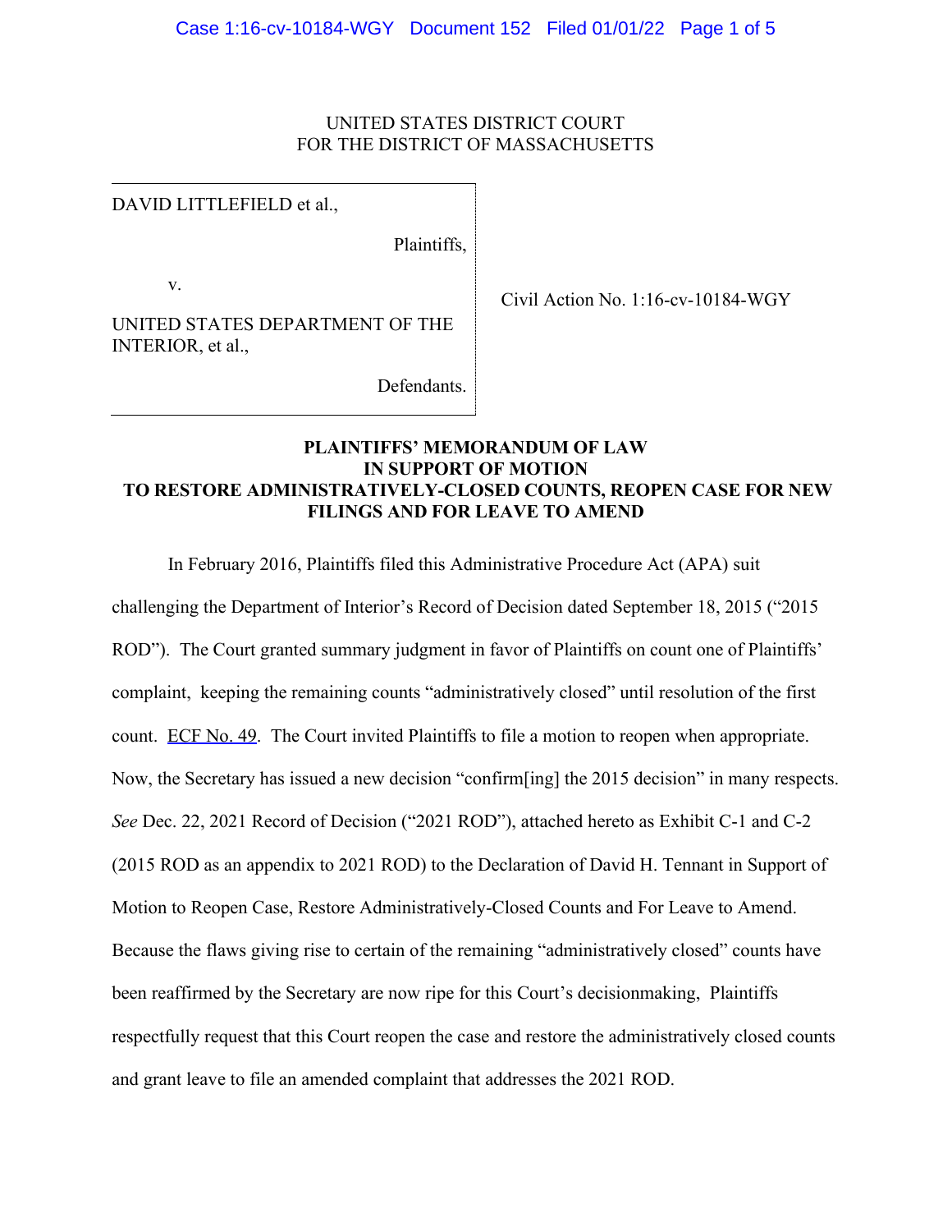UNITED STATES DISTRICT COURT
FOR THE DISTRICT OF MASSACHUSETTS

| | |
|---|---|
| DAVID LITTLEFIELD et al.,<br><br>Plaintiffs,<br><br>v.<br><br>UNITED STATES DEPARTMENT OF THE INTERIOR, et al.,<br><br>Defendants. | Civil Action No. 1:16-cv-10184-WGY |

**PLAINTIFFS' MEMORANDUM OF LAW
IN SUPPORT OF MOTION
TO RESTORE ADMINISTRATIVELY-CLOSED COUNTS, REOPEN CASE FOR NEW FILINGS AND FOR LEAVE TO AMEND**

In February 2016, Plaintiffs filed this Administrative Procedure Act (APA) suit challenging the Department of Interior's Record of Decision dated September 18, 2015 ("2015 ROD"). The Court granted summary judgment in favor of Plaintiffs on count one of Plaintiffs' complaint, keeping the remaining counts "administratively closed" until resolution of the first count. ECF No. 49. The Court invited Plaintiffs to file a motion to reopen when appropriate. Now, the Secretary has issued a new decision "confirm[ing] the 2015 decision" in many respects. *See* Dec. 22, 2021 Record of Decision ("2021 ROD"), attached hereto as Exhibit C-1 and C-2 (2015 ROD as an appendix to 2021 ROD) to the Declaration of David H. Tennant in Support of Motion to Reopen Case, Restore Administratively-Closed Counts and For Leave to Amend. Because the flaws giving rise to certain of the remaining "administratively closed" counts have been reaffirmed by the Secretary are now ripe for this Court's decisionmaking, Plaintiffs respectfully request that this Court reopen the case and restore the administratively closed counts and grant leave to file an amended complaint that addresses the 2021 ROD.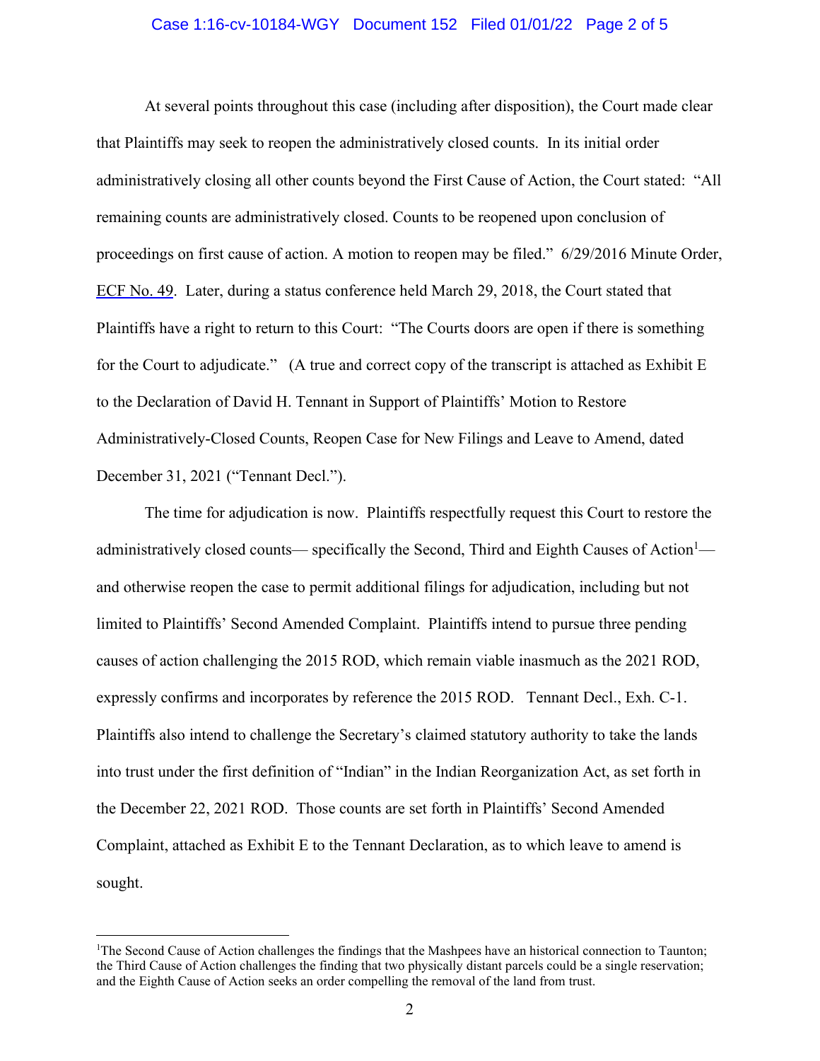At several points throughout this case (including after disposition), the Court made clear that Plaintiffs may seek to reopen the administratively closed counts. In its initial order administratively closing all other counts beyond the First Cause of Action, the Court stated: "All remaining counts are administratively closed. Counts to be reopened upon conclusion of proceedings on first cause of action. A motion to reopen may be filed." 6/29/2016 Minute Order, ECF No. 49. Later, during a status conference held March 29, 2018, the Court stated that Plaintiffs have a right to return to this Court: "The Courts doors are open if there is something for the Court to adjudicate." (A true and correct copy of the transcript is attached as Exhibit E to the Declaration of David H. Tennant in Support of Plaintiffs' Motion to Restore Administratively-Closed Counts, Reopen Case for New Filings and Leave to Amend, dated December 31, 2021 ("Tennant Decl.").

The time for adjudication is now. Plaintiffs respectfully request this Court to restore the administratively closed counts— specifically the Second, Third and Eighth Causes of Action[1]— and otherwise reopen the case to permit additional filings for adjudication, including but not limited to Plaintiffs' Second Amended Complaint. Plaintiffs intend to pursue three pending causes of action challenging the 2015 ROD, which remain viable inasmuch as the 2021 ROD, expressly confirms and incorporates by reference the 2015 ROD. Tennant Decl., Exh. C-1. Plaintiffs also intend to challenge the Secretary's claimed statutory authority to take the lands into trust under the first definition of "Indian" in the Indian Reorganization Act, as set forth in the December 22, 2021 ROD. Those counts are set forth in Plaintiffs' Second Amended Complaint, attached as Exhibit E to the Tennant Declaration, as to which leave to amend is sought.

[1] The Second Cause of Action challenges the findings that the Mashpees have an historical connection to Taunton; the Third Cause of Action challenges the finding that two physically distant parcels could be a single reservation; and the Eighth Cause of Action seeks an order compelling the removal of the land from trust.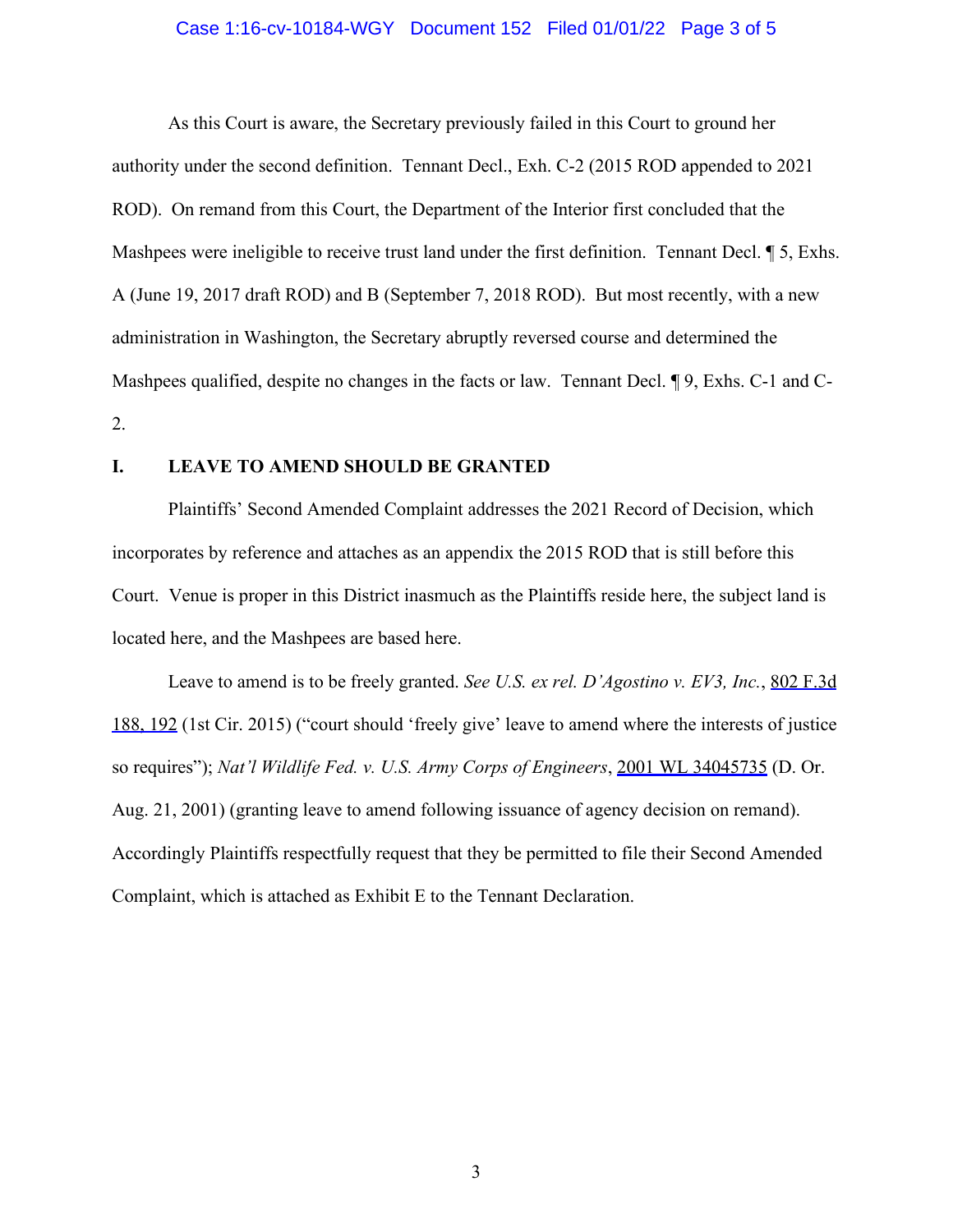As this Court is aware, the Secretary previously failed in this Court to ground her authority under the second definition. Tennant Decl., Exh. C-2 (2015 ROD appended to 2021 ROD). On remand from this Court, the Department of the Interior first concluded that the Mashpees were ineligible to receive trust land under the first definition. Tennant Decl. ¶ 5, Exhs. A (June 19, 2017 draft ROD) and B (September 7, 2018 ROD). But most recently, with a new administration in Washington, the Secretary abruptly reversed course and determined the Mashpees qualified, despite no changes in the facts or law. Tennant Decl. ¶ 9, Exhs. C-1 and C-2.

## I. LEAVE TO AMEND SHOULD BE GRANTED

Plaintiffs' Second Amended Complaint addresses the 2021 Record of Decision, which incorporates by reference and attaches as an appendix the 2015 ROD that is still before this Court. Venue is proper in this District inasmuch as the Plaintiffs reside here, the subject land is located here, and the Mashpees are based here.

Leave to amend is to be freely granted. *See U.S. ex rel. D'Agostino v. EV3, Inc.*, 802 F.3d 188, 192 (1st Cir. 2015) ("court should 'freely give' leave to amend where the interests of justice so requires"); *Nat'l Wildlife Fed. v. U.S. Army Corps of Engineers*, 2001 WL 34045735 (D. Or. Aug. 21, 2001) (granting leave to amend following issuance of agency decision on remand). Accordingly Plaintiffs respectfully request that they be permitted to file their Second Amended Complaint, which is attached as Exhibit E to the Tennant Declaration.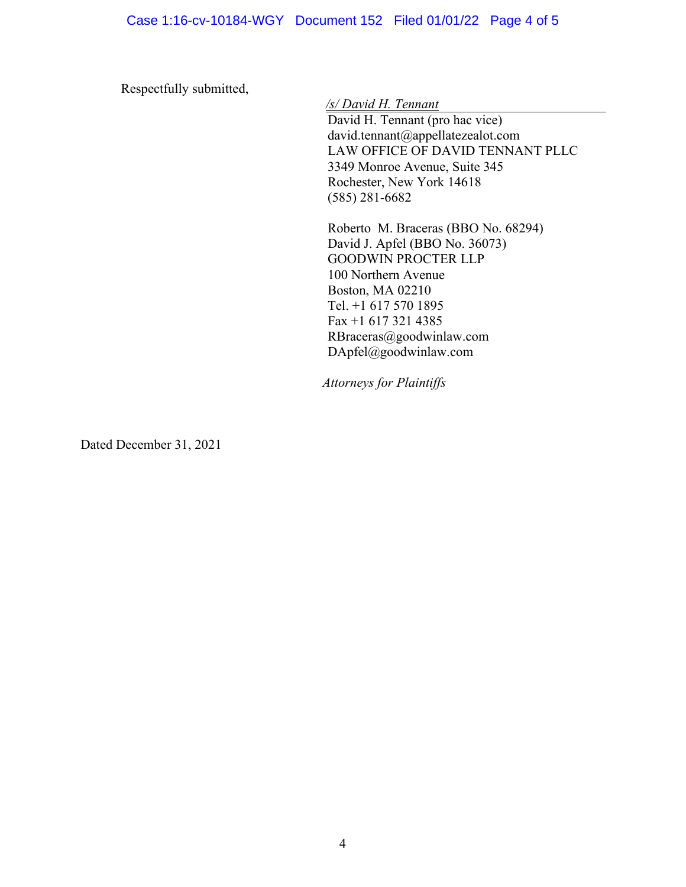Respectfully submitted,

*/s/ David H. Tennant*
David H. Tennant (pro hac vice)
david.tennant@appellatezealot.com
LAW OFFICE OF DAVID TENNANT PLLC
3349 Monroe Avenue, Suite 345
Rochester, New York 14618
(585) 281-6682

Roberto M. Braceras (BBO No. 68294)
David J. Apfel (BBO No. 36073)
GOODWIN PROCTER LLP
100 Northern Avenue
Boston, MA 02210
Tel. +1 617 570 1895
Fax +1 617 321 4385
RBraceras@goodwinlaw.com
DApfel@goodwinlaw.com

*Attorneys for Plaintiffs*

Dated December 31, 2021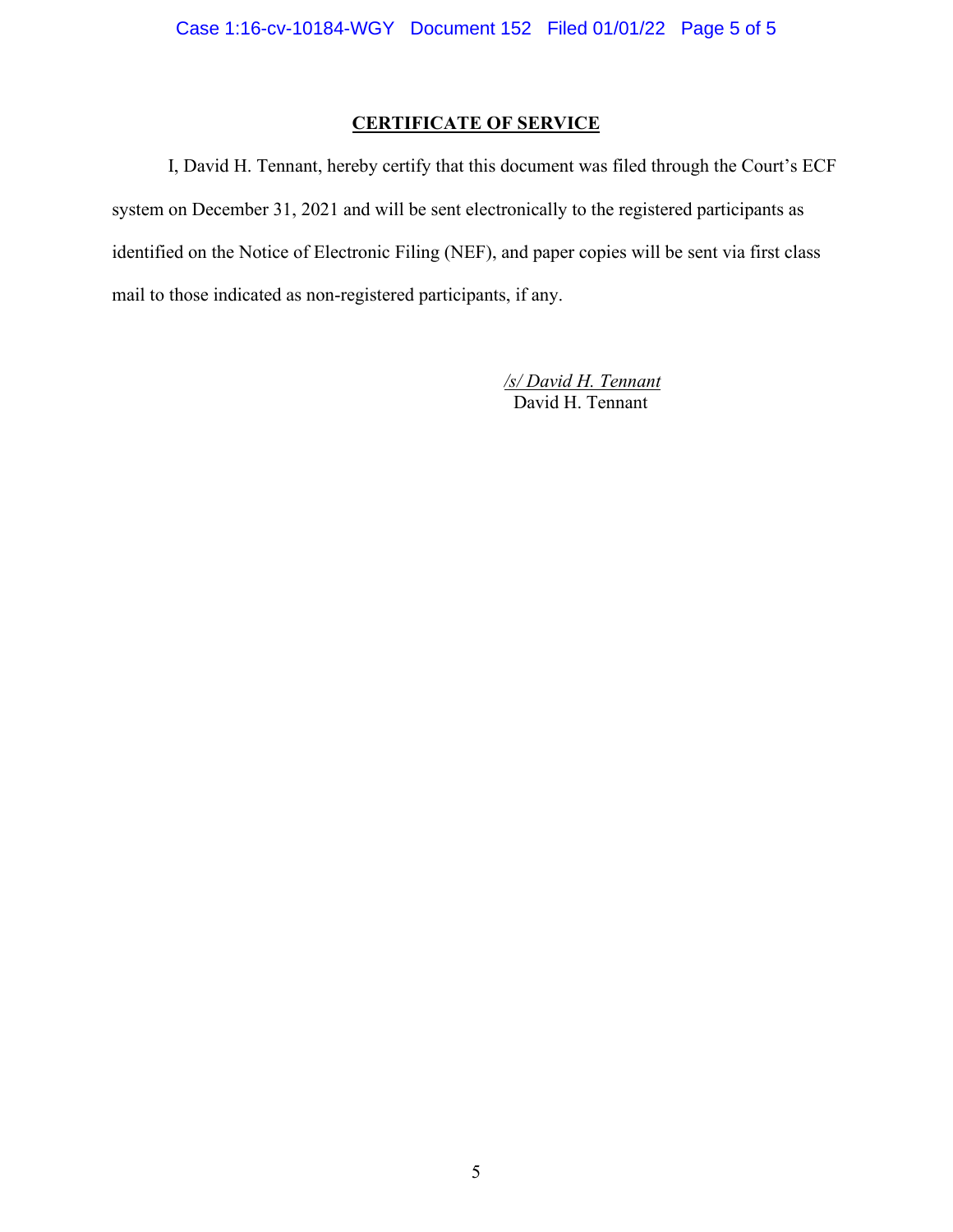## CERTIFICATE OF SERVICE

I, David H. Tennant, hereby certify that this document was filed through the Court's ECF system on December 31, 2021 and will be sent electronically to the registered participants as identified on the Notice of Electronic Filing (NEF), and paper copies will be sent via first class mail to those indicated as non-registered participants, if any.

*/s/ David H. Tennant*
David H. Tennant